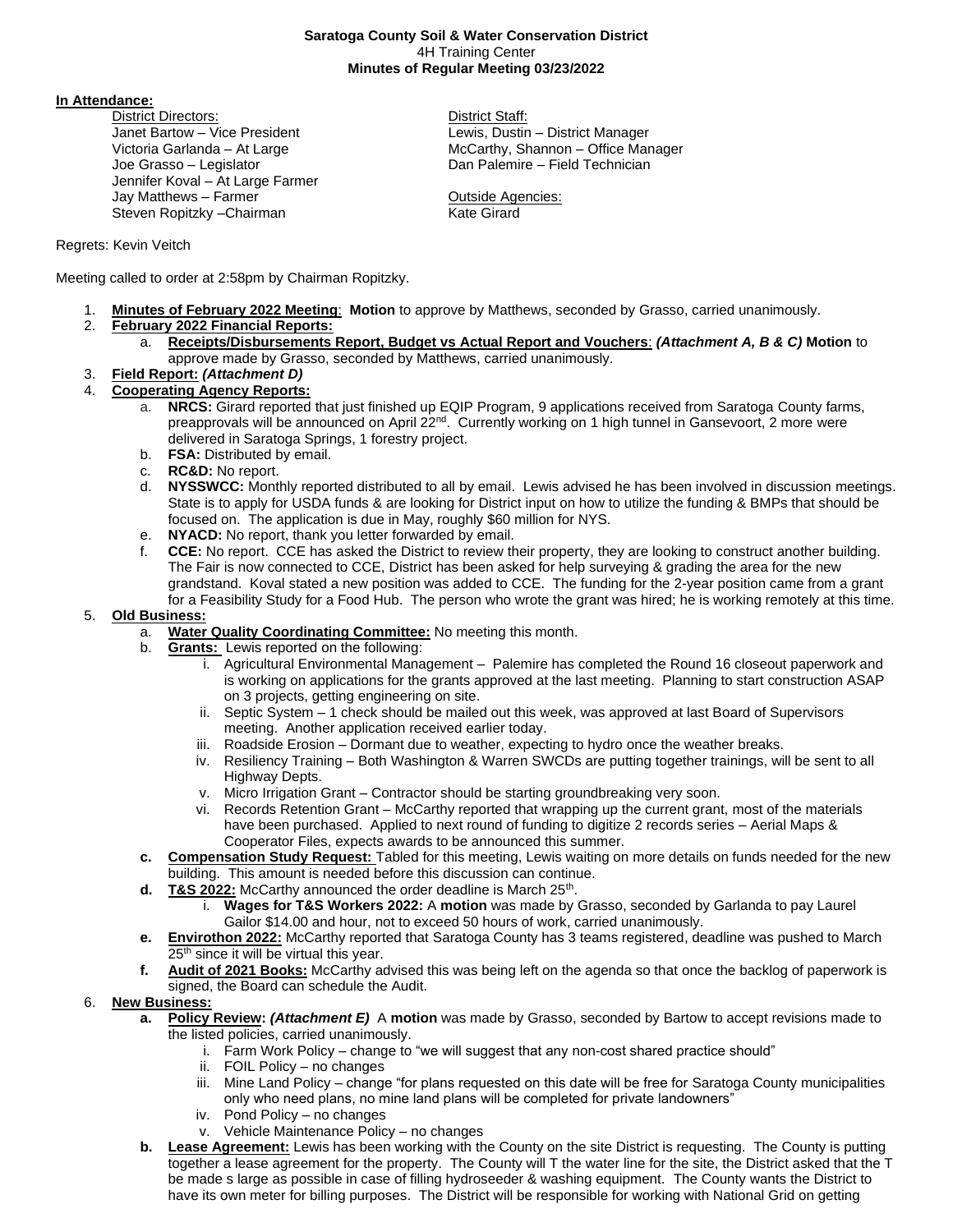**Saratoga County Soil & Water Conservation District**
4H Training Center
**Minutes of Regular Meeting 03/23/2022**

**In Attendance:**

District Directors:
Janet Bartow – Vice President
Victoria Garlanda – At Large
Joe Grasso – Legislator
Jennifer Koval – At Large Farmer
Jay Matthews – Farmer
Steven Ropitzky –Chairman

District Staff:
Lewis, Dustin – District Manager
McCarthy, Shannon – Office Manager
Dan Palemire – Field Technician

Outside Agencies:
Kate Girard

Regrets: Kevin Veitch

Meeting called to order at 2:58pm by Chairman Ropitzky.

1. **Minutes of February 2022 Meeting**: **Motion** to approve by Matthews, seconded by Grasso, carried unanimously.
2. **February 2022 Financial Reports:**
   a. **Receipts/Disbursements Report, Budget vs Actual Report and Vouchers**: ***(Attachment A, B & C)*** **Motion** to approve made by Grasso, seconded by Matthews, carried unanimously.
3. **Field Report: *(Attachment D)***
4. **Cooperating Agency Reports:**
   a. **NRCS:** Girard reported that just finished up EQIP Program, 9 applications received from Saratoga County farms, preapprovals will be announced on April 22nd. Currently working on 1 high tunnel in Gansevoort, 2 more were delivered in Saratoga Springs, 1 forestry project.
   b. **FSA:** Distributed by email.
   c. **RC&D:** No report.
   d. **NYSSWCC:** Monthly reported distributed to all by email. Lewis advised he has been involved in discussion meetings. State is to apply for USDA funds & are looking for District input on how to utilize the funding & BMPs that should be focused on. The application is due in May, roughly $60 million for NYS.
   e. **NYACD:** No report, thank you letter forwarded by email.
   f. **CCE:** No report. CCE has asked the District to review their property, they are looking to construct another building. The Fair is now connected to CCE, District has been asked for help surveying & grading the area for the new grandstand. Koval stated a new position was added to CCE. The funding for the 2-year position came from a grant for a Feasibility Study for a Food Hub. The person who wrote the grant was hired; he is working remotely at this time.
5. **Old Business:**
   a. **Water Quality Coordinating Committee:** No meeting this month.
   b. **Grants:** Lewis reported on the following:
      i. Agricultural Environmental Management – Palemire has completed the Round 16 closeout paperwork and is working on applications for the grants approved at the last meeting. Planning to start construction ASAP on 3 projects, getting engineering on site.
      ii. Septic System – 1 check should be mailed out this week, was approved at last Board of Supervisors meeting. Another application received earlier today.
      iii. Roadside Erosion – Dormant due to weather, expecting to hydro once the weather breaks.
      iv. Resiliency Training – Both Washington & Warren SWCDs are putting together trainings, will be sent to all Highway Depts.
      v. Micro Irrigation Grant – Contractor should be starting groundbreaking very soon.
      vi. Records Retention Grant – McCarthy reported that wrapping up the current grant, most of the materials have been purchased. Applied to next round of funding to digitize 2 records series – Aerial Maps & Cooperator Files, expects awards to be announced this summer.
   **c. Compensation Study Request:** Tabled for this meeting, Lewis waiting on more details on funds needed for the new building. This amount is needed before this discussion can continue.
   **d. T&S 2022:** McCarthy announced the order deadline is March 25th.
      i. **Wages for T&S Workers 2022:** A **motion** was made by Grasso, seconded by Garlanda to pay Laurel Gailor $14.00 and hour, not to exceed 50 hours of work, carried unanimously.
   **e. Envirothon 2022:** McCarthy reported that Saratoga County has 3 teams registered, deadline was pushed to March 25th since it will be virtual this year.
   **f. Audit of 2021 Books:** McCarthy advised this was being left on the agenda so that once the backlog of paperwork is signed, the Board can schedule the Audit.
6. **New Business:**
   **a. Policy Review: *(Attachment E)*** A **motion** was made by Grasso, seconded by Bartow to accept revisions made to the listed policies, carried unanimously.
      i. Farm Work Policy – change to "we will suggest that any non-cost shared practice should"
      ii. FOIL Policy – no changes
      iii. Mine Land Policy – change "for plans requested on this date will be free for Saratoga County municipalities only who need plans, no mine land plans will be completed for private landowners"
      iv. Pond Policy – no changes
      v. Vehicle Maintenance Policy – no changes
   **b. Lease Agreement:** Lewis has been working with the County on the site District is requesting. The County is putting together a lease agreement for the property. The County will T the water line for the site, the District asked that the T be made s large as possible in case of filling hydroseeder & washing equipment. The County wants the District to have its own meter for billing purposes. The District will be responsible for working with National Grid on getting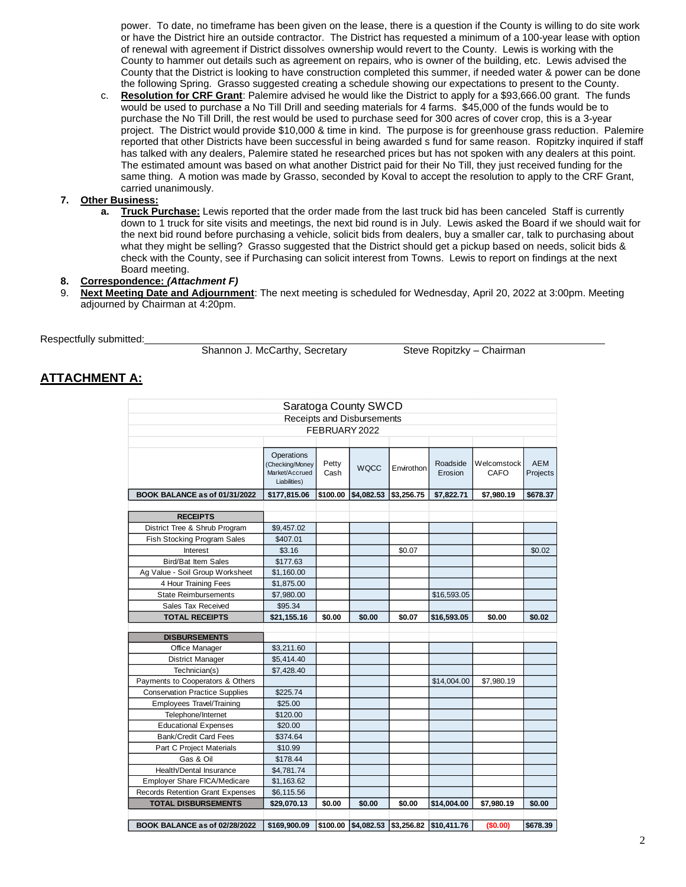power. To date, no timeframe has been given on the lease, there is a question if the County is willing to do site work or have the District hire an outside contractor. The District has requested a minimum of a 100-year lease with option of renewal with agreement if District dissolves ownership would revert to the County. Lewis is working with the County to hammer out details such as agreement on repairs, who is owner of the building, etc. Lewis advised the County that the District is looking to have construction completed this summer, if needed water & power can be done the following Spring. Grasso suggested creating a schedule showing our expectations to present to the County.

c. **Resolution for CRF Grant**: Palemire advised he would like the District to apply for a $93,666.00 grant. The funds would be used to purchase a No Till Drill and seeding materials for 4 farms. $45,000 of the funds would be to purchase the No Till Drill, the rest would be used to purchase seed for 300 acres of cover crop, this is a 3-year project. The District would provide $10,000 & time in kind. The purpose is for greenhouse grass reduction. Palemire reported that other Districts have been successful in being awarded s fund for same reason. Ropitzky inquired if staff has talked with any dealers, Palemire stated he researched prices but has not spoken with any dealers at this point. The estimated amount was based on what another District paid for their No Till, they just received funding for the same thing. A motion was made by Grasso, seconded by Koval to accept the resolution to apply to the CRF Grant, carried unanimously.

7. **Other Business:**
   a. **Truck Purchase:** Lewis reported that the order made from the last truck bid has been canceled Staff is currently down to 1 truck for site visits and meetings, the next bid round is in July. Lewis asked the Board if we should wait for the next bid round before purchasing a vehicle, solicit bids from dealers, buy a smaller car, talk to purchasing about what they might be selling? Grasso suggested that the District should get a pickup based on needs, solicit bids & check with the County, see if Purchasing can solicit interest from Towns. Lewis to report on findings at the next Board meeting.
8. **Correspondence:** ***(Attachment F)***
9. **Next Meeting Date and Adjournment**: The next meeting is scheduled for Wednesday, April 20, 2022 at 3:00pm. Meeting adjourned by Chairman at 4:20pm.

Respectfully submitted:

Shannon J. McCarthy, Secretary          Steve Ropitzky – Chairman

## ATTACHMENT A:

Saratoga County SWCD
Receipts and Disbursements
FEBRUARY 2022

| | Operations (Checking/Money Market/Accrued Liabilities) | Petty Cash | WQCC | Envirothon | Roadside Erosion | Welcomstock CAFO | AEM Projects |
|---|---|---|---|---|---|---|---|
| **BOOK BALANCE as of 01/31/2022** | **$177,815.06** | **$100.00** | **$4,082.53** | **$3,256.75** | **$7,822.71** | **$7,980.19** | **$678.37** |
| **RECEIPTS** | | | | | | | |
| District Tree & Shrub Program | $9,457.02 | | | | | | |
| Fish Stocking Program Sales | $407.01 | | | | | | |
| Interest | $3.16 | | | $0.07 | | | $0.02 |
| Bird/Bat Item Sales | $177.63 | | | | | | |
| Ag Value - Soil Group Worksheet | $1,160.00 | | | | | | |
| 4 Hour Training Fees | $1,875.00 | | | | | | |
| State Reimbursements | $7,980.00 | | | | $16,593.05 | | |
| Sales Tax Received | $95.34 | | | | | | |
| **TOTAL RECEIPTS** | **$21,155.16** | **$0.00** | **$0.00** | **$0.07** | **$16,593.05** | **$0.00** | **$0.02** |
| **DISBURSEMENTS** | | | | | | | |
| Office Manager | $3,211.60 | | | | | | |
| District Manager | $5,414.40 | | | | | | |
| Technician(s) | $7,428.40 | | | | | | |
| Payments to Cooperators & Others | | | | | $14,004.00 | $7,980.19 | |
| Conservation Practice Supplies | $225.74 | | | | | | |
| Employees Travel/Training | $25.00 | | | | | | |
| Telephone/Internet | $120.00 | | | | | | |
| Educational Expenses | $20.00 | | | | | | |
| Bank/Credit Card Fees | $374.64 | | | | | | |
| Part C Project Materials | $10.99 | | | | | | |
| Gas & Oil | $178.44 | | | | | | |
| Health/Dental Insurance | $4,781.74 | | | | | | |
| Employer Share FICA/Medicare | $1,163.62 | | | | | | |
| Records Retention Grant Expenses | $6,115.56 | | | | | | |
| **TOTAL DISBURSEMENTS** | **$29,070.13** | **$0.00** | **$0.00** | **$0.00** | **$14,004.00** | **$7,980.19** | **$0.00** |
| **BOOK BALANCE as of 02/28/2022** | **$169,900.09** | **$100.00** | **$4,082.53** | **$3,256.82** | **$10,411.76** | **($0.00)** | **$678.39** |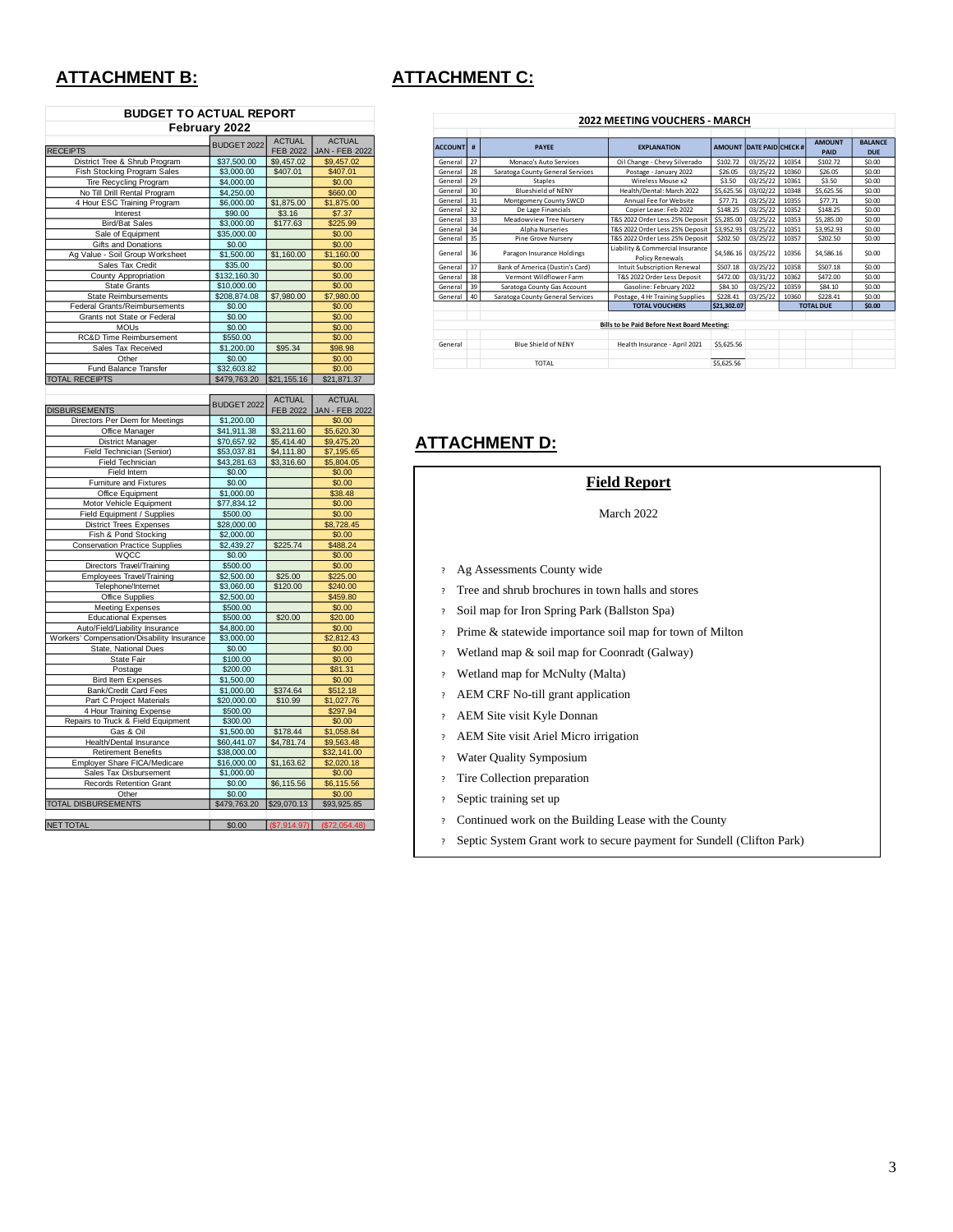## ATTACHMENT B:

**BUDGET TO ACTUAL REPORT**
**February 2022**

| RECEIPTS | BUDGET 2022 | ACTUAL FEB 2022 | ACTUAL JAN - FEB 2022 |
|---|---|---|---|
| District Tree & Shrub Program | $37,500.00 | $9,457.02 | $9,457.02 |
| Fish Stocking Program Sales | $3,000.00 | $407.01 | $407.01 |
| Tire Recycling Program | $4,000.00 | | $0.00 |
| No Till Drill Rental Program | $4,250.00 | | $660.00 |
| 4 Hour ESC Training Program | $6,000.00 | $1,875.00 | $1,875.00 |
| Interest | $90.00 | $3.16 | $7.37 |
| Bird/Bat Sales | $3,000.00 | $177.63 | $225.99 |
| Sale of Equipment | $35,000.00 | | $0.00 |
| Gifts and Donations | $0.00 | | $0.00 |
| Ag Value - Soil Group Worksheet | $1,500.00 | $1,160.00 | $1,160.00 |
| Sales Tax Credit | $35.00 | | $0.00 |
| County Appropriation | $132,160.30 | | $0.00 |
| State Grants | $10,000.00 | | $0.00 |
| State Reimbursements | $208,874.08 | $7,980.00 | $7,980.00 |
| Federal Grants/Reimbursements | $0.00 | | $0.00 |
| Grants not State or Federal | $0.00 | | $0.00 |
| MOUs | $0.00 | | $0.00 |
| RC&D Time Reimbursement | $550.00 | | $0.00 |
| Sales Tax Received | $1,200.00 | $95.34 | $98.98 |
| Other | $0.00 | | $0.00 |
| Fund Balance Transfer | $32,603.82 | | $0.00 |
| TOTAL RECEIPTS | $479,763.20 | $21,155.16 | $21,871.37 |

| DISBURSEMENTS | BUDGET 2022 | ACTUAL FEB 2022 | ACTUAL JAN - FEB 2022 |
|---|---|---|---|
| Directors Per Diem for Meetings | $1,200.00 | | $0.00 |
| Office Manager | $41,911.38 | $3,211.60 | $5,620.30 |
| District Manager | $70,657.92 | $5,414.40 | $9,475.20 |
| Field Technician (Senior) | $53,037.81 | $4,111.80 | $7,195.65 |
| Field Technician | $43,281.63 | $3,316.60 | $5,804.05 |
| Field Intern | $0.00 | | $0.00 |
| Furniture and Fixtures | $0.00 | | $0.00 |
| Office Equipment | $1,000.00 | | $38.48 |
| Motor Vehicle Equipment | $77,834.12 | | $0.00 |
| Field Equipment / Supplies | $500.00 | | $0.00 |
| District Trees Expenses | $28,000.00 | | $8,728.45 |
| Fish & Pond Stocking | $2,000.00 | | $0.00 |
| Conservation Practice Supplies | $2,439.27 | $225.74 | $488.24 |
| WQCC | $0.00 | | $0.00 |
| Directors Travel/Training | $500.00 | | $0.00 |
| Employees Travel/Training | $2,500.00 | $25.00 | $225.00 |
| Telephone/Internet | $3,060.00 | $120.00 | $240.00 |
| Office Supplies | $2,500.00 | | $459.80 |
| Meeting Expenses | $500.00 | | $0.00 |
| Educational Expenses | $500.00 | $20.00 | $20.00 |
| Auto/Field/Liability Insurance | $4,800.00 | | $0.00 |
| Workers' Compensation/Disability Insurance | $3,000.00 | | $2,812.43 |
| State, National Dues | $0.00 | | $0.00 |
| State Fair | $100.00 | | $0.00 |
| Postage | $200.00 | | $81.31 |
| Bird Item Expenses | $1,500.00 | | $0.00 |
| Bank/Credit Card Fees | $1,000.00 | $374.64 | $512.18 |
| Part C Project Materials | $20,000.00 | $10.99 | $1,027.76 |
| 4 Hour Training Expense | $500.00 | | $297.94 |
| Repairs to Truck & Field Equipment | $300.00 | | $0.00 |
| Gas & Oil | $1,500.00 | $178.44 | $1,058.84 |
| Health/Dental Insurance | $60,441.07 | $4,781.74 | $9,563.48 |
| Retirement Benefits | $38,000.00 | | $32,141.00 |
| Employer Share FICA/Medicare | $16,000.00 | $1,163.62 | $2,020.18 |
| Sales Tax Disbursement | $1,000.00 | | $0.00 |
| Records Retention Grant | $0.00 | $6,115.56 | $6,115.56 |
| Other | $0.00 | | $0.00 |
| TOTAL DISBURSEMENTS | $479,763.20 | $29,070.13 | $93,925.85 |
| NET TOTAL | $0.00 | ($7,914.97) | ($72,054.48) |

## ATTACHMENT C:

**2022 MEETING VOUCHERS - MARCH**

| ACCOUNT | # | PAYEE | EXPLANATION | AMOUNT | DATE PAID | CHECK # | AMOUNT PAID | BALANCE DUE |
|---|---|---|---|---|---|---|---|---|
| General | 27 | Monaco's Auto Services | Oil Change - Chevy Silverado | $102.72 | 03/25/22 | 10354 | $102.72 | $0.00 |
| General | 28 | Saratoga County General Services | Postage - January 2022 | $26.05 | 03/25/22 | 10360 | $26.05 | $0.00 |
| General | 29 | Staples | Wireless Mouse x2 | $3.50 | 03/25/22 | 10361 | $3.50 | $0.00 |
| General | 30 | Blueshield of NENY | Health/Dental: March 2022 | $5,625.56 | 03/02/22 | 10348 | $5,625.56 | $0.00 |
| General | 31 | Montgomery County SWCD | Annual Fee for Website | $77.71 | 03/25/22 | 10355 | $77.71 | $0.00 |
| General | 32 | De Lage Financials | Copier Lease: Feb 2022 | $148.25 | 03/25/22 | 10352 | $148.25 | $0.00 |
| General | 33 | Meadowview Tree Nursery | T&S 2022 Order Less 25% Deposit | $5,285.00 | 03/25/22 | 10353 | $5,285.00 | $0.00 |
| General | 34 | Alpha Nurseries | T&S 2022 Order Less 25% Deposit | $3,952.93 | 03/25/22 | 10351 | $3,952.93 | $0.00 |
| General | 35 | Pine Grove Nursery | T&S 2022 Order Less 25% Deposit | $202.50 | 03/25/22 | 10357 | $202.50 | $0.00 |
| General | 36 | Paragon Insurance Holdings | Liability & Commercial Insurance Policy Renewals | $4,586.16 | 03/25/22 | 10356 | $4,586.16 | $0.00 |
| General | 37 | Bank of America (Dustin's Card) | Intuit Subscription Renewal | $507.18 | 03/25/22 | 10358 | $507.18 | $0.00 |
| General | 38 | Vermont Wildflower Farm | T&S 2022 Order Less Deposit | $472.00 | 03/31/22 | 10362 | $472.00 | $0.00 |
| General | 39 | Saratoga County Gas Account | Gasoline: February 2022 | $84.10 | 03/25/22 | 10359 | $84.10 | $0.00 |
| General | 40 | Saratoga County General Services | Postage, 4 Hr Training Supplies | $228.41 | 03/25/22 | 10360 | $228.41 | $0.00 |
| | | | TOTAL VOUCHERS | $21,302.07 | | TOTAL DUE | | $0.00 |
| | | | **Bills to be Paid Before Next Board Meeting:** | | | | | |
| General | | Blue Shield of NENY | Health Insurance - April 2021 | $5,625.56 | | | | |
| | | TOTAL | | $5,625.56 | | | | |

## ATTACHMENT D:

**Field Report**

March 2022

- Ag Assessments County wide
- Tree and shrub brochures in town halls and stores
- Soil map for Iron Spring Park (Ballston Spa)
- Prime & statewide importance soil map for town of Milton
- Wetland map & soil map for Coonradt (Galway)
- Wetland map for McNulty (Malta)
- AEM CRF No-till grant application
- AEM Site visit Kyle Donnan
- AEM Site visit Ariel Micro irrigation
- Water Quality Symposium
- Tire Collection preparation
- Septic training set up
- Continued work on the Building Lease with the County
- Septic System Grant work to secure payment for Sundell (Clifton Park)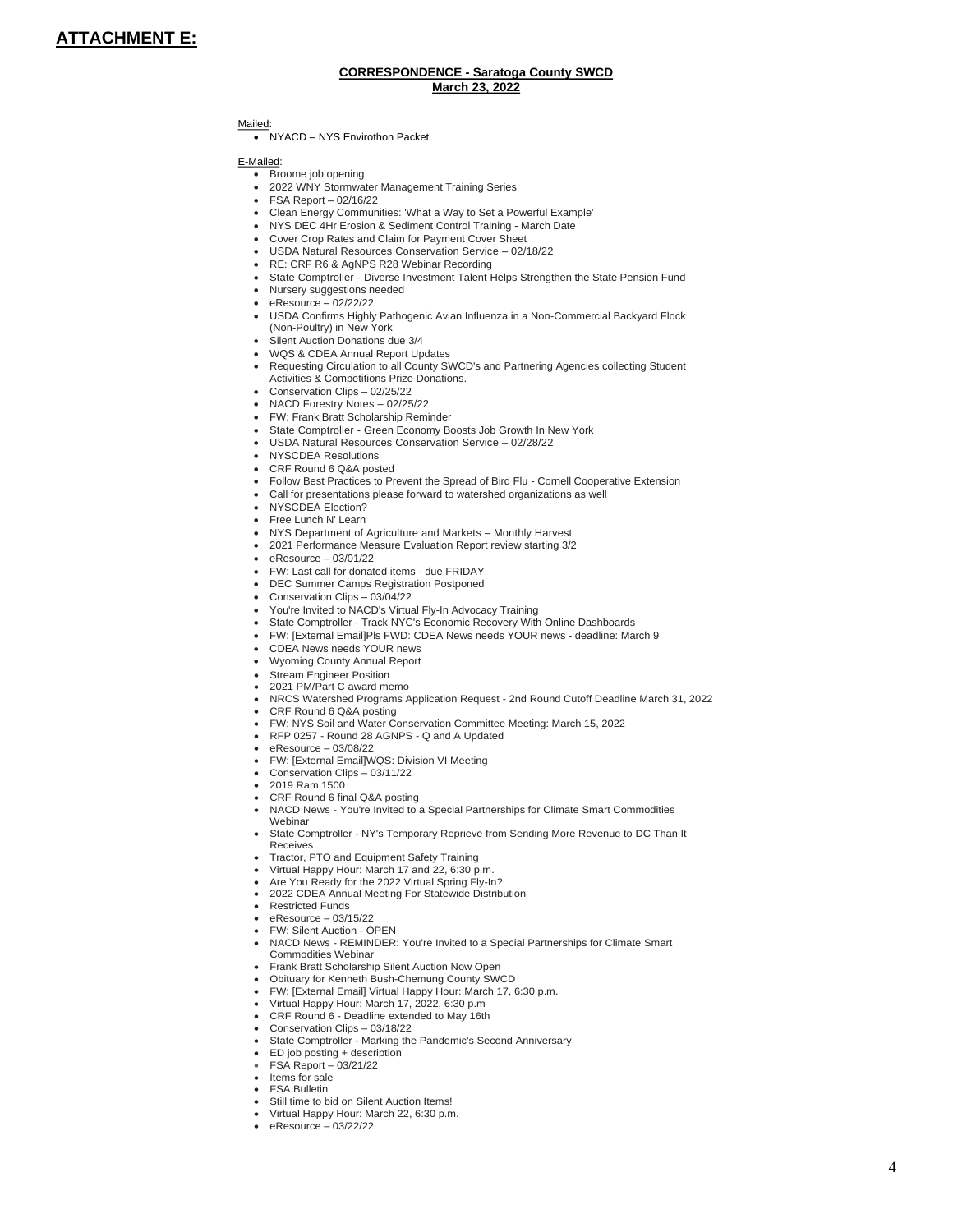## ATTACHMENT E:

**CORRESPONDENCE - Saratoga County SWCD**
**March 23, 2022**

Mailed:

- NYACD – NYS Envirothon Packet

E-Mailed:

- Broome job opening
- 2022 WNY Stormwater Management Training Series
- FSA Report – 02/16/22
- Clean Energy Communities: 'What a Way to Set a Powerful Example'
- NYS DEC 4Hr Erosion & Sediment Control Training - March Date
- Cover Crop Rates and Claim for Payment Cover Sheet
- USDA Natural Resources Conservation Service – 02/18/22
- RE: CRF R6 & AgNPS R28 Webinar Recording
- State Comptroller - Diverse Investment Talent Helps Strengthen the State Pension Fund
- Nursery suggestions needed
- eResource – 02/22/22
- USDA Confirms Highly Pathogenic Avian Influenza in a Non-Commercial Backyard Flock (Non-Poultry) in New York
- Silent Auction Donations due 3/4
- WQS & CDEA Annual Report Updates
- Requesting Circulation to all County SWCD's and Partnering Agencies collecting Student Activities & Competitions Prize Donations.
- Conservation Clips – 02/25/22
- NACD Forestry Notes – 02/25/22
- FW: Frank Bratt Scholarship Reminder
- State Comptroller - Green Economy Boosts Job Growth In New York
- USDA Natural Resources Conservation Service – 02/28/22
- NYSCDEA Resolutions
- CRF Round 6 Q&A posted
- Follow Best Practices to Prevent the Spread of Bird Flu - Cornell Cooperative Extension
- Call for presentations please forward to watershed organizations as well
- NYSCDEA Election?
- Free Lunch N' Learn
- NYS Department of Agriculture and Markets – Monthly Harvest
- 2021 Performance Measure Evaluation Report review starting 3/2
- eResource – 03/01/22
- FW: Last call for donated items - due FRIDAY
- DEC Summer Camps Registration Postponed
- Conservation Clips – 03/04/22
- You're Invited to NACD's Virtual Fly-In Advocacy Training
- State Comptroller - Track NYC's Economic Recovery With Online Dashboards
- FW: [External Email]Pls FWD: CDEA News needs YOUR news - deadline: March 9
- CDEA News needs YOUR news
- Wyoming County Annual Report
- Stream Engineer Position
- 2021 PM/Part C award memo
- NRCS Watershed Programs Application Request - 2nd Round Cutoff Deadline March 31, 2022
- CRF Round 6 Q&A posting
- FW: NYS Soil and Water Conservation Committee Meeting: March 15, 2022
- RFP 0257 - Round 28 AGNPS - Q and A Updated
- eResource – 03/08/22
- FW: [External Email]WQS: Division VI Meeting
- Conservation Clips – 03/11/22
- 2019 Ram 1500
- CRF Round 6 final Q&A posting
- NACD News - You're Invited to a Special Partnerships for Climate Smart Commodities Webinar
- State Comptroller - NY's Temporary Reprieve from Sending More Revenue to DC Than It Receives
- Tractor, PTO and Equipment Safety Training
- Virtual Happy Hour: March 17 and 22, 6:30 p.m.
- Are You Ready for the 2022 Virtual Spring Fly-In?
- 2022 CDEA Annual Meeting For Statewide Distribution
- Restricted Funds
- eResource – 03/15/22
- FW: Silent Auction - OPEN
- NACD News - REMINDER: You're Invited to a Special Partnerships for Climate Smart Commodities Webinar
- Frank Bratt Scholarship Silent Auction Now Open
- Obituary for Kenneth Bush-Chemung County SWCD
- FW: [External Email] Virtual Happy Hour: March 17, 6:30 p.m.
- Virtual Happy Hour: March 17, 2022, 6:30 p.m
- CRF Round 6 - Deadline extended to May 16th
- Conservation Clips – 03/18/22
- State Comptroller - Marking the Pandemic's Second Anniversary
- ED job posting + description
- FSA Report – 03/21/22
- Items for sale
- FSA Bulletin
- Still time to bid on Silent Auction Items!
- Virtual Happy Hour: March 22, 6:30 p.m.
- eResource – 03/22/22